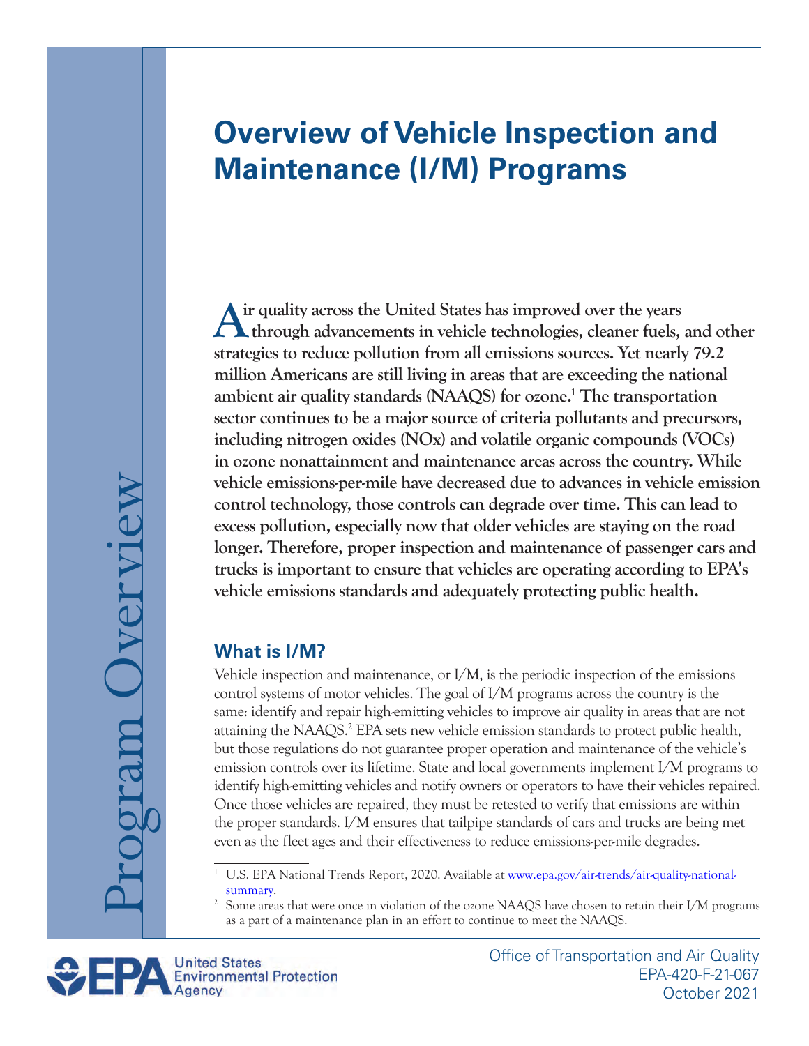# Overview of Vehicle Inspection and Maintenance (I/M) Programs

**Air quality across the United States has improved over the years through advancements in vehicle technologies, cleaner fuels, and other strategies to reduce pollution from all emissions sources. Yet nearly 79.2 million Americans are still living in areas that are exceeding the national ambient air quality standards (NAAQS) for ozone.[1] The transportation sector continues to be a major source of criteria pollutants and precursors, including nitrogen oxides (NOx) and volatile organic compounds (VOCs) in ozone nonattainment and maintenance areas across the country. While vehicle emissions-per-mile have decreased due to advances in vehicle emission control technology, those controls can degrade over time. This can lead to excess pollution, especially now that older vehicles are staying on the road longer. Therefore, proper inspection and maintenance of passenger cars and trucks is important to ensure that vehicles are operating according to EPA's vehicle emissions standards and adequately protecting public health.**

## What is I/M?

Vehicle inspection and maintenance, or I/M, is the periodic inspection of the emissions control systems of motor vehicles. The goal of I/M programs across the country is the same: identify and repair high-emitting vehicles to improve air quality in areas that are not attaining the NAAQS.[2] EPA sets new vehicle emission standards to protect public health, but those regulations do not guarantee proper operation and maintenance of the vehicle's emission controls over its lifetime. State and local governments implement I/M programs to identify high-emitting vehicles and notify owners or operators to have their vehicles repaired. Once those vehicles are repaired, they must be retested to verify that emissions are within the proper standards. I/M ensures that tailpipe standards of cars and trucks are being met even as the fleet ages and their effectiveness to reduce emissions-per-mile degrades.

[1] U.S. EPA National Trends Report, 2020. Available at www.epa.gov/air-trends/air-quality-national-summary.

[2] Some areas that were once in violation of the ozone NAAQS have chosen to retain their I/M programs as a part of a maintenance plan in an effort to continue to meet the NAAQS.

Office of Transportation and Air Quality
EPA-420-F-21-067
October 2021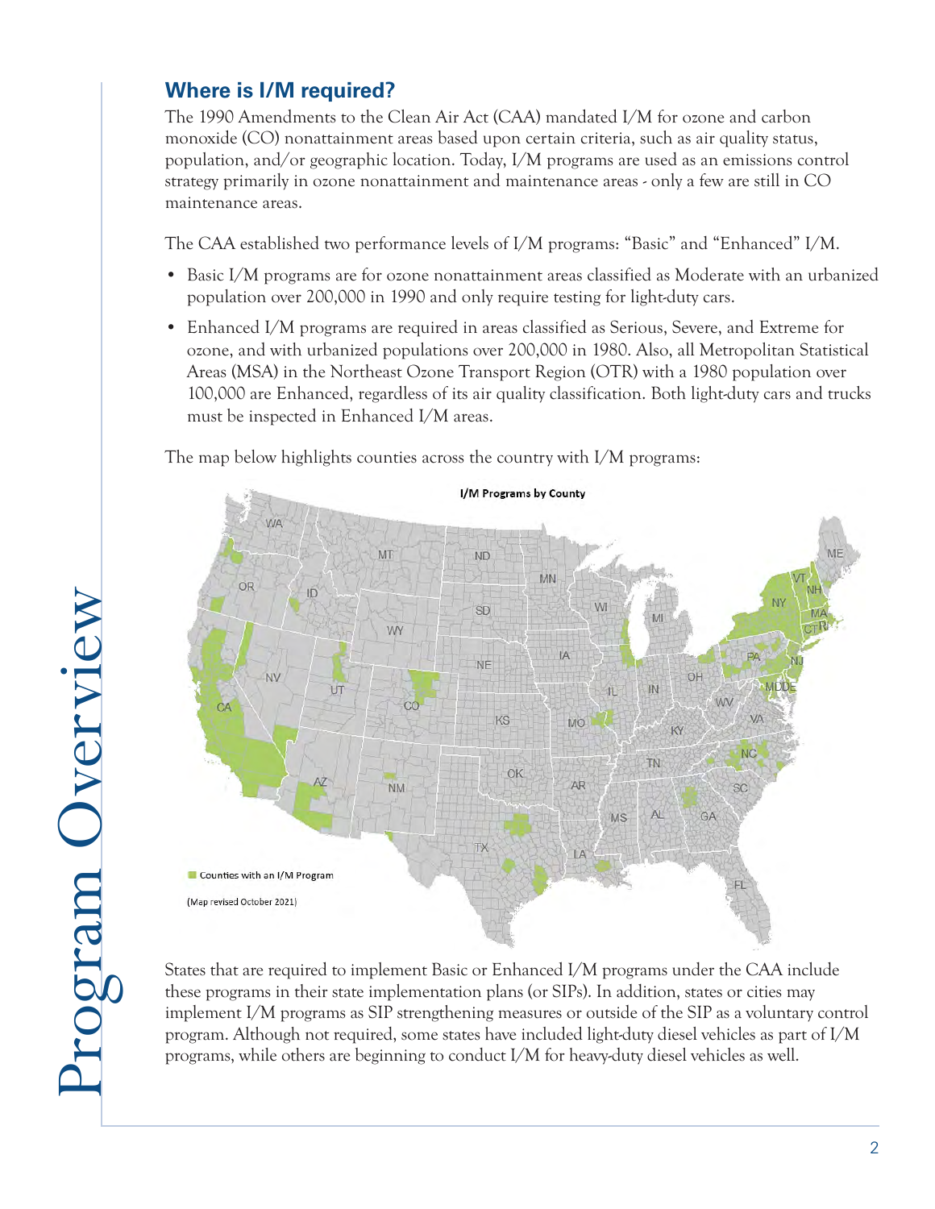## Where is I/M required?

The 1990 Amendments to the Clean Air Act (CAA) mandated I/M for ozone and carbon monoxide (CO) nonattainment areas based upon certain criteria, such as air quality status, population, and/or geographic location. Today, I/M programs are used as an emissions control strategy primarily in ozone nonattainment and maintenance areas - only a few are still in CO maintenance areas.

The CAA established two performance levels of I/M programs: "Basic" and "Enhanced" I/M.

- Basic I/M programs are for ozone nonattainment areas classified as Moderate with an urbanized population over 200,000 in 1990 and only require testing for light-duty cars.
- Enhanced I/M programs are required in areas classified as Serious, Severe, and Extreme for ozone, and with urbanized populations over 200,000 in 1980. Also, all Metropolitan Statistical Areas (MSA) in the Northeast Ozone Transport Region (OTR) with a 1980 population over 100,000 are Enhanced, regardless of its air quality classification. Both light-duty cars and trucks must be inspected in Enhanced I/M areas.

The map below highlights counties across the country with I/M programs:

I/M Programs by County

WA
OR
ID
MT
ND
MN
SD
WY
NE
IA
WI
MI
NV
UT
CO
CA
KS
MO
IL
IN
OH
AZ
NM
OK
AR
TN
KY
WV
VA
NC
SC
GA
AL
MS
LA
TX
FL
PA
NY
VT
NH
ME
MA
CT
RI
NJ
MD
DE

Counties with an I/M Program

(Map revised October 2021)

States that are required to implement Basic or Enhanced I/M programs under the CAA include these programs in their state implementation plans (or SIPs). In addition, states or cities may implement I/M programs as SIP strengthening measures or outside of the SIP as a voluntary control program. Although not required, some states have included light-duty diesel vehicles as part of I/M programs, while others are beginning to conduct I/M for heavy-duty diesel vehicles as well.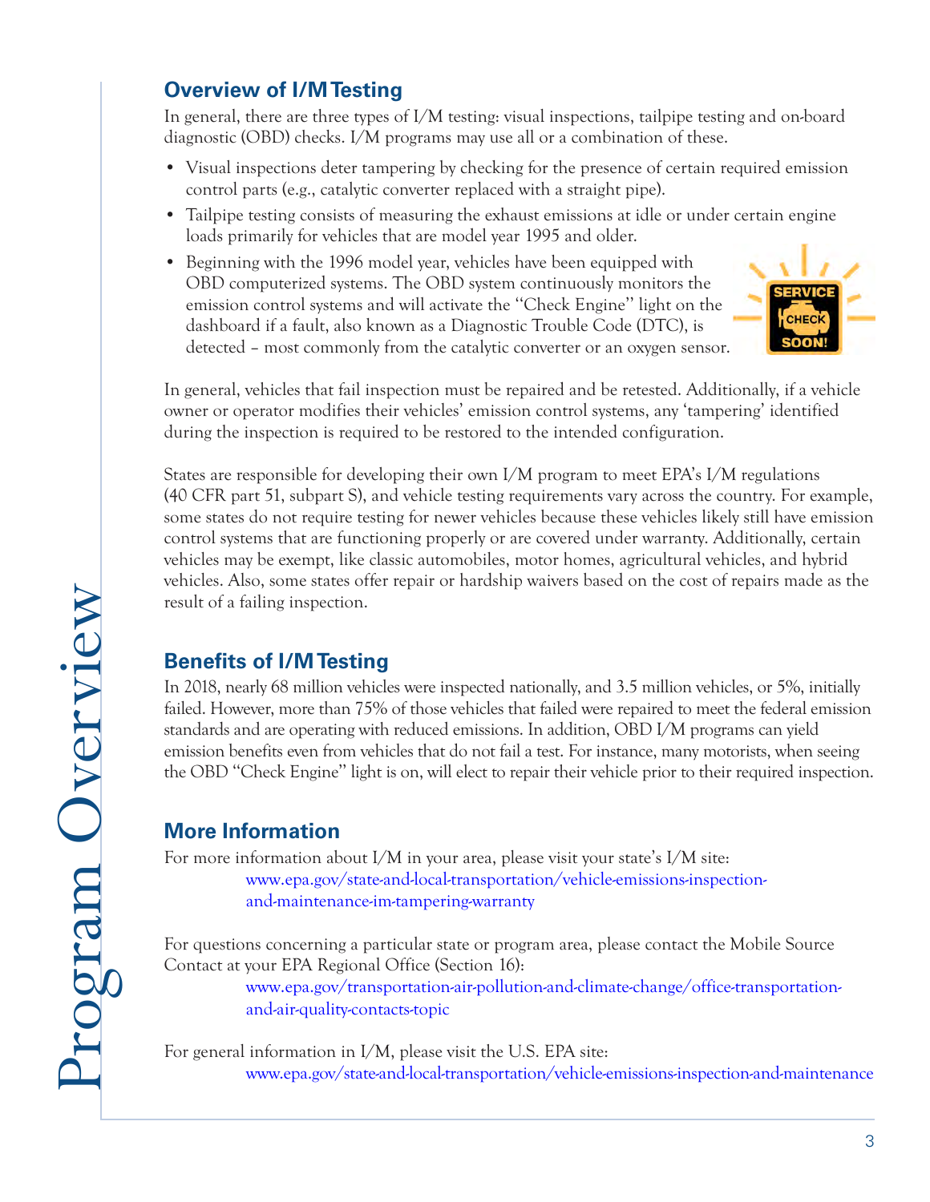## Overview of I/M Testing

In general, there are three types of I/M testing: visual inspections, tailpipe testing and on-board diagnostic (OBD) checks. I/M programs may use all or a combination of these.

- Visual inspections deter tampering by checking for the presence of certain required emission control parts (e.g., catalytic converter replaced with a straight pipe).
- Tailpipe testing consists of measuring the exhaust emissions at idle or under certain engine loads primarily for vehicles that are model year 1995 and older.
- Beginning with the 1996 model year, vehicles have been equipped with OBD computerized systems. The OBD system continuously monitors the emission control systems and will activate the "Check Engine" light on the dashboard if a fault, also known as a Diagnostic Trouble Code (DTC), is detected – most commonly from the catalytic converter or an oxygen sensor.

In general, vehicles that fail inspection must be repaired and be retested. Additionally, if a vehicle owner or operator modifies their vehicles' emission control systems, any 'tampering' identified during the inspection is required to be restored to the intended configuration.

States are responsible for developing their own I/M program to meet EPA's I/M regulations (40 CFR part 51, subpart S), and vehicle testing requirements vary across the country. For example, some states do not require testing for newer vehicles because these vehicles likely still have emission control systems that are functioning properly or are covered under warranty. Additionally, certain vehicles may be exempt, like classic automobiles, motor homes, agricultural vehicles, and hybrid vehicles. Also, some states offer repair or hardship waivers based on the cost of repairs made as the result of a failing inspection.

## Benefits of I/M Testing

In 2018, nearly 68 million vehicles were inspected nationally, and 3.5 million vehicles, or 5%, initially failed. However, more than 75% of those vehicles that failed were repaired to meet the federal emission standards and are operating with reduced emissions. In addition, OBD I/M programs can yield emission benefits even from vehicles that do not fail a test. For instance, many motorists, when seeing the OBD "Check Engine" light is on, will elect to repair their vehicle prior to their required inspection.

## More Information

For more information about I/M in your area, please visit your state's I/M site:
www.epa.gov/state-and-local-transportation/vehicle-emissions-inspection-and-maintenance-im-tampering-warranty

For questions concerning a particular state or program area, please contact the Mobile Source Contact at your EPA Regional Office (Section 16):
www.epa.gov/transportation-air-pollution-and-climate-change/office-transportation-and-air-quality-contacts-topic

For general information in I/M, please visit the U.S. EPA site:
www.epa.gov/state-and-local-transportation/vehicle-emissions-inspection-and-maintenance